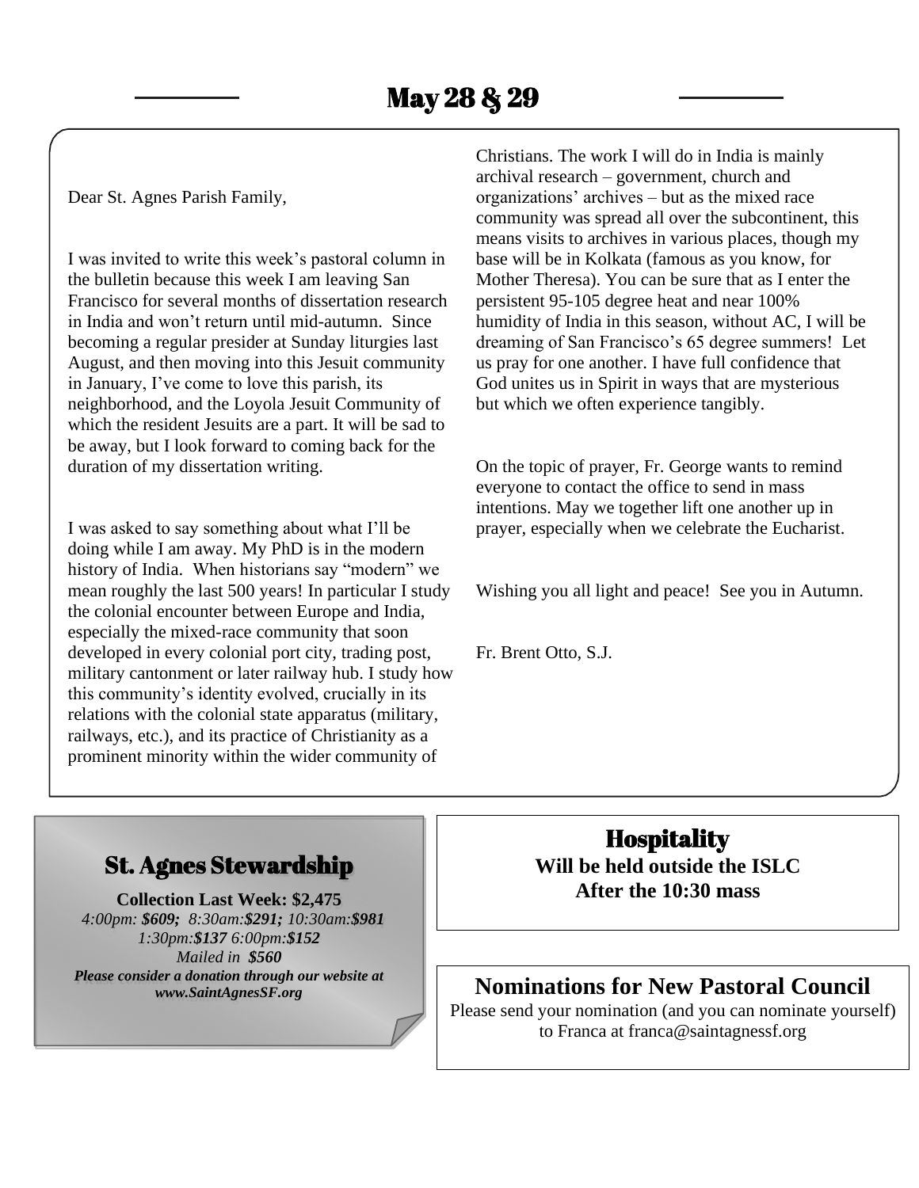# May 28 & 29

Dear St. Agnes Parish Family,

I was invited to write this week's pastoral column in the bulletin because this week I am leaving San Francisco for several months of dissertation research in India and won't return until mid-autumn. Since becoming a regular presider at Sunday liturgies last August, and then moving into this Jesuit community in January, I've come to love this parish, its neighborhood, and the Loyola Jesuit Community of which the resident Jesuits are a part. It will be sad to be away, but I look forward to coming back for the duration of my dissertation writing.

I was asked to say something about what I'll be doing while I am away. My PhD is in the modern history of India. When historians say "modern" we mean roughly the last 500 years! In particular I study the colonial encounter between Europe and India, especially the mixed-race community that soon developed in every colonial port city, trading post, military cantonment or later railway hub. I study how this community's identity evolved, crucially in its relations with the colonial state apparatus (military, railways, etc.), and its practice of Christianity as a prominent minority within the wider community of Christians. The work I will do in India is mainly archival research – government, church and organizations' archives – but as the mixed race community was spread all over the subcontinent, this means visits to archives in various places, though my base will be in Kolkata (famous as you know, for Mother Theresa). You can be sure that as I enter the persistent 95-105 degree heat and near 100% humidity of India in this season, without AC, I will be dreaming of San Francisco's 65 degree summers! Let us pray for one another. I have full confidence that God unites us in Spirit in ways that are mysterious but which we often experience tangibly.

On the topic of prayer, Fr. George wants to remind everyone to contact the office to send in mass intentions. May we together lift one another up in prayer, especially when we celebrate the Eucharist.

Wishing you all light and peace! See you in Autumn.

Fr. Brent Otto, S.J.

## St. Agnes Stewardship

**Collection Last Week: $2,475**

*4:00pm:* ***$609;*** *8:30am:****$291;*** *10:30am:****$981***
*1:30pm:****$137*** *6:00pm:****$152***
*Mailed in* ***$560***

***Please consider a donation through our website at www.SaintAgnesSF.org***

## Hospitality

**Will be held outside the ISLC**
**After the 10:30 mass**

## Nominations for New Pastoral Council

Please send your nomination (and you can nominate yourself) to Franca at franca@saintagnessf.org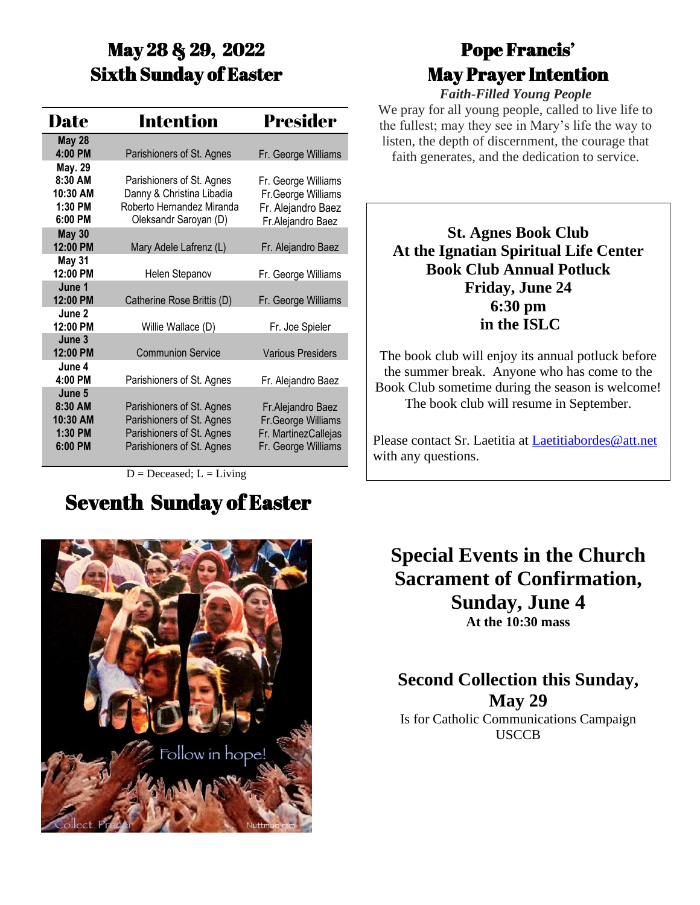## May 28 & 29, 2022
## Sixth Sunday of Easter

| Date | Intention | Presider |
|---|---|---|
| May 28 4:00 PM | Parishioners of St. Agnes | Fr. George Williams |
| May. 29 8:30 AM | Parishioners of St. Agnes | Fr. George Williams |
| 10:30 AM | Danny & Christina Libadia | Fr.George Williams |
| 1:30 PM | Roberto Hernandez Miranda | Fr. Alejandro Baez |
| 6:00 PM | Oleksandr Saroyan (D) | Fr.Alejandro Baez |
| May 30 12:00 PM | Mary Adele Lafrenz (L) | Fr. Alejandro Baez |
| May 31 12:00 PM | Helen Stepanov | Fr. George Williams |
| June 1 12:00 PM | Catherine Rose Brittis (D) | Fr. George Williams |
| June 2 12:00 PM | Willie Wallace (D) | Fr. Joe Spieler |
| June 3 12:00 PM | Communion Service | Various Presiders |
| June 4 4:00 PM | Parishioners of St. Agnes | Fr. Alejandro Baez |
| June 5 8:30 AM | Parishioners of St. Agnes | Fr.Alejandro Baez |
| 10:30 AM | Parishioners of St. Agnes | Fr.George Williams |
| 1:30 PM | Parishioners of St. Agnes | Fr. MartinezCallejas |
| 6:00 PM | Parishioners of St. Agnes | Fr. George Williams |

D = Deceased; L = Living

## Seventh Sunday of Easter

## Pope Francis' May Prayer Intention

***Faith-Filled Young People***

We pray for all young people, called to live life to the fullest; may they see in Mary's life the way to listen, the depth of discernment, the courage that faith generates, and the dedication to service.

**St. Agnes Book Club**
**At the Ignatian Spiritual Life Center**
**Book Club Annual Potluck**
**Friday, June 24**
**6:30 pm**
**in the ISLC**

The book club will enjoy its annual potluck before the summer break. Anyone who has come to the Book Club sometime during the season is welcome! The book club will resume in September.

Please contact Sr. Laetitia at Laetitiabordes@att.net with any questions.

## Special Events in the Church
## Sacrament of Confirmation,
## Sunday, June 4

**At the 10:30 mass**

## Second Collection this Sunday, May 29

Is for Catholic Communications Campaign USCCB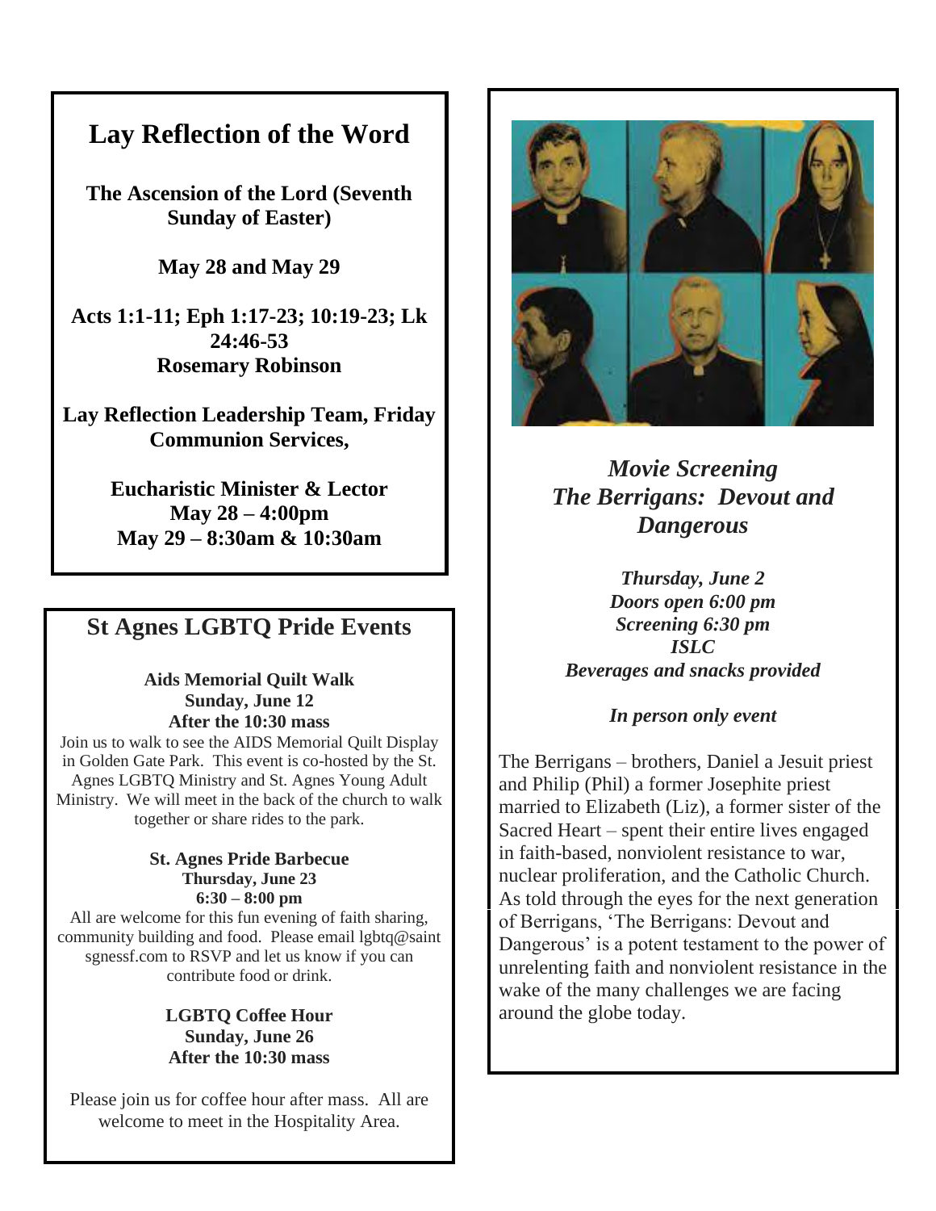## Lay Reflection of the Word

**The Ascension of the Lord (Seventh Sunday of Easter)**

**May 28 and May 29**

**Acts 1:1-11; Eph 1:17-23; 10:19-23; Lk 24:46-53**
**Rosemary Robinson**

**Lay Reflection Leadership Team, Friday Communion Services,**

**Eucharistic Minister & Lector**
**May 28 – 4:00pm**
**May 29 – 8:30am & 10:30am**

## St Agnes LGBTQ Pride Events

**Aids Memorial Quilt Walk**
**Sunday, June 12**
**After the 10:30 mass**

Join us to walk to see the AIDS Memorial Quilt Display in Golden Gate Park. This event is co-hosted by the St. Agnes LGBTQ Ministry and St. Agnes Young Adult Ministry. We will meet in the back of the church to walk together or share rides to the park.

**St. Agnes Pride Barbecue**
**Thursday, June 23**
**6:30 – 8:00 pm**

All are welcome for this fun evening of faith sharing, community building and food. Please email lgbtq@saintsgnessf.com to RSVP and let us know if you can contribute food or drink.

**LGBTQ Coffee Hour**
**Sunday, June 26**
**After the 10:30 mass**

Please join us for coffee hour after mass. All are welcome to meet in the Hospitality Area.

***Movie Screening***
***The Berrigans: Devout and Dangerous***

***Thursday, June 2***
***Doors open 6:00 pm***
***Screening 6:30 pm***
***ISLC***
***Beverages and snacks provided***

***In person only event***

The Berrigans – brothers, Daniel a Jesuit priest and Philip (Phil) a former Josephite priest married to Elizabeth (Liz), a former sister of the Sacred Heart – spent their entire lives engaged in faith-based, nonviolent resistance to war, nuclear proliferation, and the Catholic Church. As told through the eyes for the next generation of Berrigans, 'The Berrigans: Devout and Dangerous' is a potent testament to the power of unrelenting faith and nonviolent resistance in the wake of the many challenges we are facing around the globe today.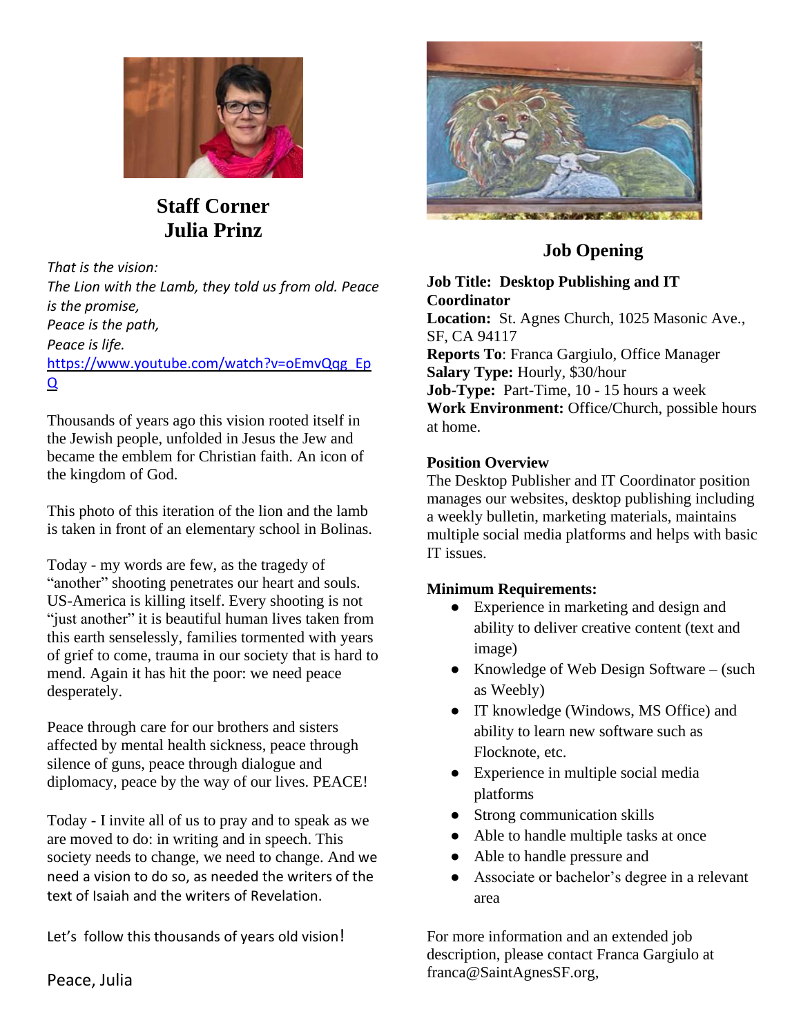## Staff Corner
## Julia Prinz

*That is the vision:*
*The Lion with the Lamb, they told us from old. Peace is the promise,*
*Peace is the path,*
*Peace is life.*
https://www.youtube.com/watch?v=oEmvQqg_EpQ

Thousands of years ago this vision rooted itself in the Jewish people, unfolded in Jesus the Jew and became the emblem for Christian faith. An icon of the kingdom of God.

This photo of this iteration of the lion and the lamb is taken in front of an elementary school in Bolinas.

Today - my words are few, as the tragedy of "another" shooting penetrates our heart and souls. US-America is killing itself. Every shooting is not "just another" it is beautiful human lives taken from this earth senselessly, families tormented with years of grief to come, trauma in our society that is hard to mend. Again it has hit the poor: we need peace desperately.

Peace through care for our brothers and sisters affected by mental health sickness, peace through silence of guns, peace through dialogue and diplomacy, peace by the way of our lives. PEACE!

Today - I invite all of us to pray and to speak as we are moved to do: in writing and in speech. This society needs to change, we need to change. And we need a vision to do so, as needed the writers of the text of Isaiah and the writers of Revelation.

Let's follow this thousands of years old vision!

Peace, Julia

## Job Opening

**Job Title: Desktop Publishing and IT Coordinator**
**Location:** St. Agnes Church, 1025 Masonic Ave., SF, CA 94117
**Reports To**: Franca Gargiulo, Office Manager
**Salary Type:** Hourly, $30/hour
**Job-Type:** Part-Time, 10 - 15 hours a week
**Work Environment:** Office/Church, possible hours at home.

**Position Overview**
The Desktop Publisher and IT Coordinator position manages our websites, desktop publishing including a weekly bulletin, marketing materials, maintains multiple social media platforms and helps with basic IT issues.

**Minimum Requirements:**

- Experience in marketing and design and ability to deliver creative content (text and image)
- Knowledge of Web Design Software – (such as Weebly)
- IT knowledge (Windows, MS Office) and ability to learn new software such as Flocknote, etc.
- Experience in multiple social media platforms
- Strong communication skills
- Able to handle multiple tasks at once
- Able to handle pressure and
- Associate or bachelor's degree in a relevant area

For more information and an extended job description, please contact Franca Gargiulo at franca@SaintAgnesSF.org,